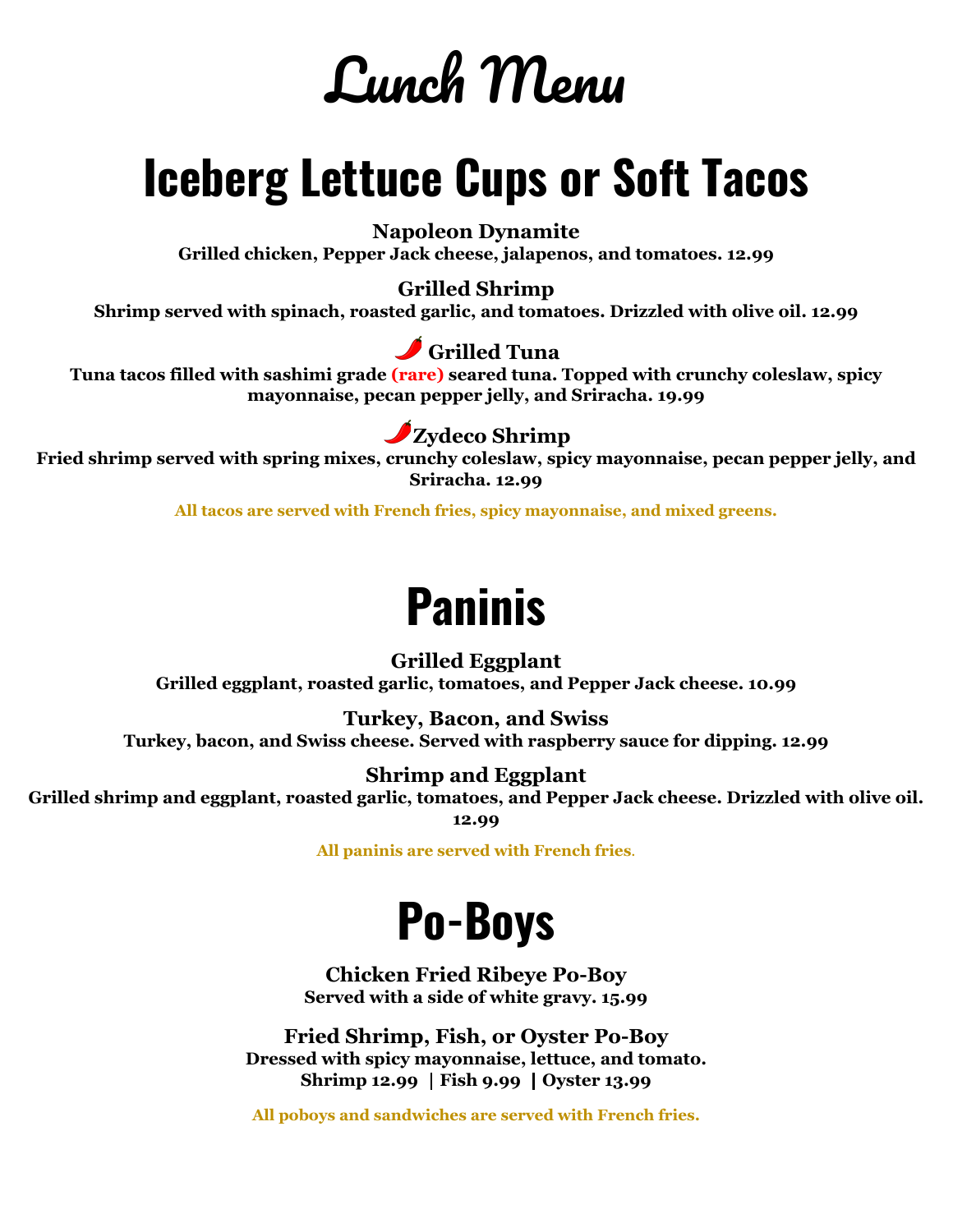# Lunch Menu

## Iceberg Lettuce Cups or Soft Tacos

**Napoleon Dynamite**
**Grilled chicken, Pepper Jack cheese, jalapenos, and tomatoes. 12.99**

**Grilled Shrimp**
**Shrimp served with spinach, roasted garlic, and tomatoes. Drizzled with olive oil. 12.99**

**🌶️ Grilled Tuna**
**Tuna tacos filled with sashimi grade (rare) seared tuna. Topped with crunchy coleslaw, spicy mayonnaise, pecan pepper jelly, and Sriracha. 19.99**

**🌶️Zydeco Shrimp**
**Fried shrimp served with spring mixes, crunchy coleslaw, spicy mayonnaise, pecan pepper jelly, and Sriracha. 12.99**

**All tacos are served with French fries, spicy mayonnaise, and mixed greens.**

## Paninis

**Grilled Eggplant**
**Grilled eggplant, roasted garlic, tomatoes, and Pepper Jack cheese. 10.99**

**Turkey, Bacon, and Swiss**
**Turkey, bacon, and Swiss cheese. Served with raspberry sauce for dipping. 12.99**

**Shrimp and Eggplant**
**Grilled shrimp and eggplant, roasted garlic, tomatoes, and Pepper Jack cheese. Drizzled with olive oil. 12.99**

**All paninis are served with French fries.**

## Po-Boys

**Chicken Fried Ribeye Po-Boy**
**Served with a side of white gravy. 15.99**

**Fried Shrimp, Fish, or Oyster Po-Boy**
**Dressed with spicy mayonnaise, lettuce, and tomato.**
**Shrimp 12.99 | Fish 9.99 | Oyster 13.99**

**All poboys and sandwiches are served with French fries.**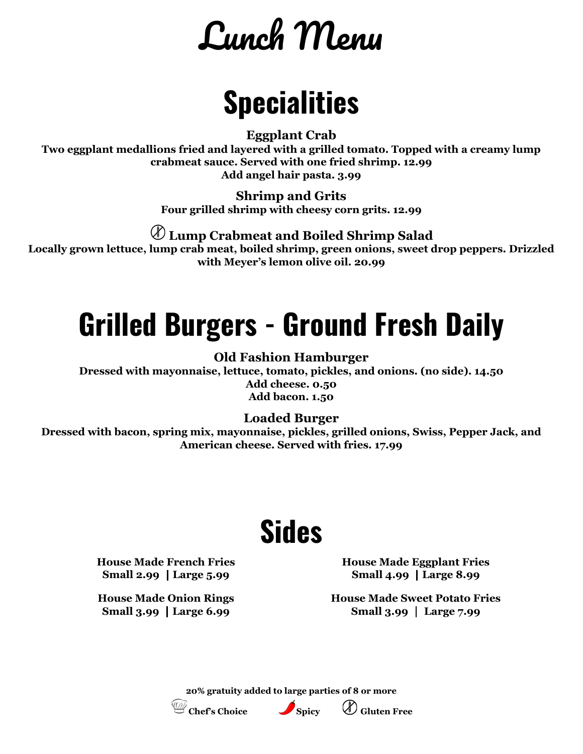# Lunch Menu

## Specialities

**Eggplant Crab**
**Two eggplant medallions fried and layered with a grilled tomato. Topped with a creamy lump crabmeat sauce. Served with one fried shrimp. 12.99**
**Add angel hair pasta. 3.99**

**Shrimp and Grits**
**Four grilled shrimp with cheesy corn grits. 12.99**

**Lump Crabmeat and Boiled Shrimp Salad**
**Locally grown lettuce, lump crab meat, boiled shrimp, green onions, sweet drop peppers. Drizzled with Meyer's lemon olive oil. 20.99**

## Grilled Burgers - Ground Fresh Daily

**Old Fashion Hamburger**
**Dressed with mayonnaise, lettuce, tomato, pickles, and onions. (no side). 14.50**
**Add cheese. 0.50**
**Add bacon. 1.50**

**Loaded Burger**
**Dressed with bacon, spring mix, mayonnaise, pickles, grilled onions, Swiss, Pepper Jack, and American cheese. Served with fries. 17.99**

## Sides

**House Made French Fries**
**Small 2.99 | Large 5.99**

**House Made Onion Rings**
**Small 3.99 | Large 6.99**

**House Made Eggplant Fries**
**Small 4.99 | Large 8.99**

**House Made Sweet Potato Fries**
**Small 3.99 | Large 7.99**

**20% gratuity added to large parties of 8 or more**

**Chef's Choice** **Spicy** **Gluten Free**